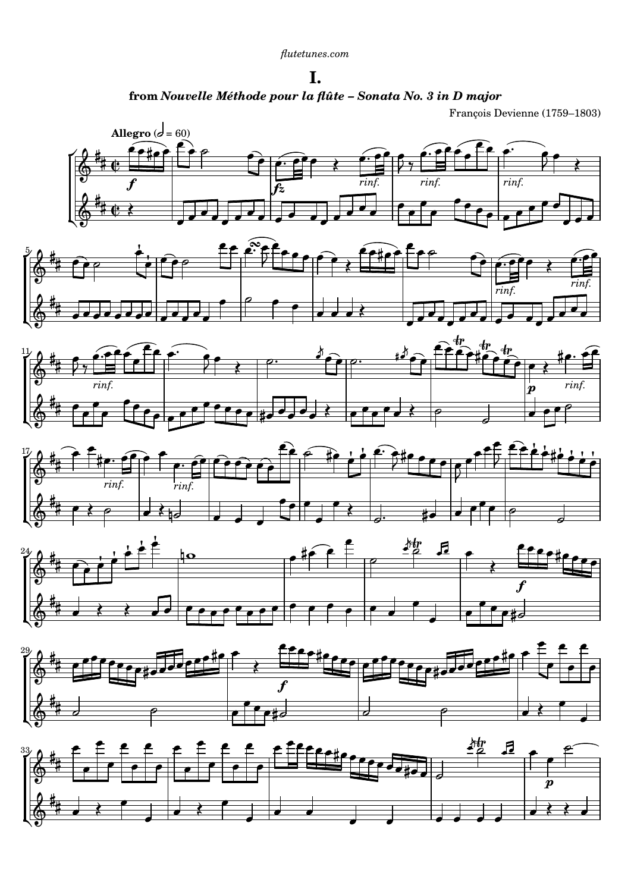flutetunes.com

# I.

**from *Nouvelle Méthode pour la flûte – Sonata No. 3 in D major***

François Devienne (1759–1803)